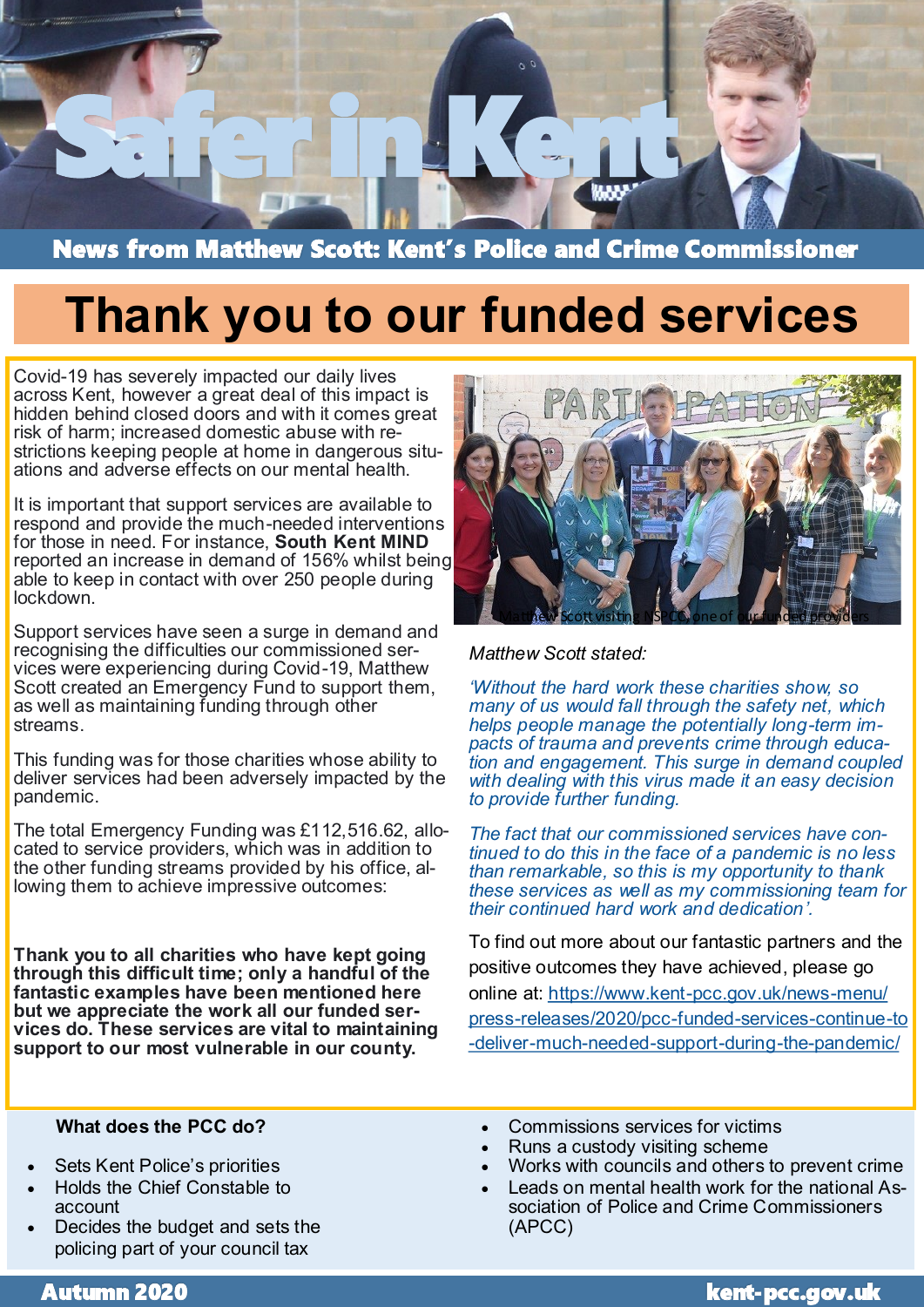# Safer in Kent

## News from Matthew Scott: Kent's Police and Crime Commissioner

# Thank you to our funded services

Covid-19 has severely impacted our daily lives across Kent, however a great deal of this impact is hidden behind closed doors and with it comes great risk of harm; increased domestic abuse with restrictions keeping people at home in dangerous situations and adverse effects on our mental health.

It is important that support services are available to respond and provide the much-needed interventions for those in need. For instance, **South Kent MIND** reported an increase in demand of 156% whilst being able to keep in contact with over 250 people during lockdown.

Support services have seen a surge in demand and recognising the difficulties our commissioned services were experiencing during Covid-19, Matthew Scott created an Emergency Fund to support them, as well as maintaining funding through other streams.

This funding was for those charities whose ability to deliver services had been adversely impacted by the pandemic.

The total Emergency Funding was £112,516.62, allocated to service providers, which was in addition to the other funding streams provided by his office, allowing them to achieve impressive outcomes:

**Thank you to all charities who have kept going through this difficult time; only a handful of the fantastic examples have been mentioned here but we appreciate the work all our funded services do. These services are vital to maintaining support to our most vulnerable in our county.**

Matthew Scott visiting NSPCC, one of our funded providers

*Matthew Scott stated:*

*'Without the hard work these charities show, so many of us would fall through the safety net, which helps people manage the potentially long-term impacts of trauma and prevents crime through education and engagement. This surge in demand coupled with dealing with this virus made it an easy decision to provide further funding.*

*The fact that our commissioned services have continued to do this in the face of a pandemic is no less than remarkable, so this is my opportunity to thank these services as well as my commissioning team for their continued hard work and dedication'.*

To find out more about our fantastic partners and the positive outcomes they have achieved, please go online at: https://www.kent-pcc.gov.uk/news-menu/press-releases/2020/pcc-funded-services-continue-to-deliver-much-needed-support-during-the-pandemic/

**What does the PCC do?**

- Sets Kent Police's priorities
- Holds the Chief Constable to account
- Decides the budget and sets the policing part of your council tax
- Commissions services for victims
- Runs a custody visiting scheme
- Works with councils and others to prevent crime
- Leads on mental health work for the national Association of Police and Crime Commissioners (APCC)

Autumn 2020

kent-pcc.gov.uk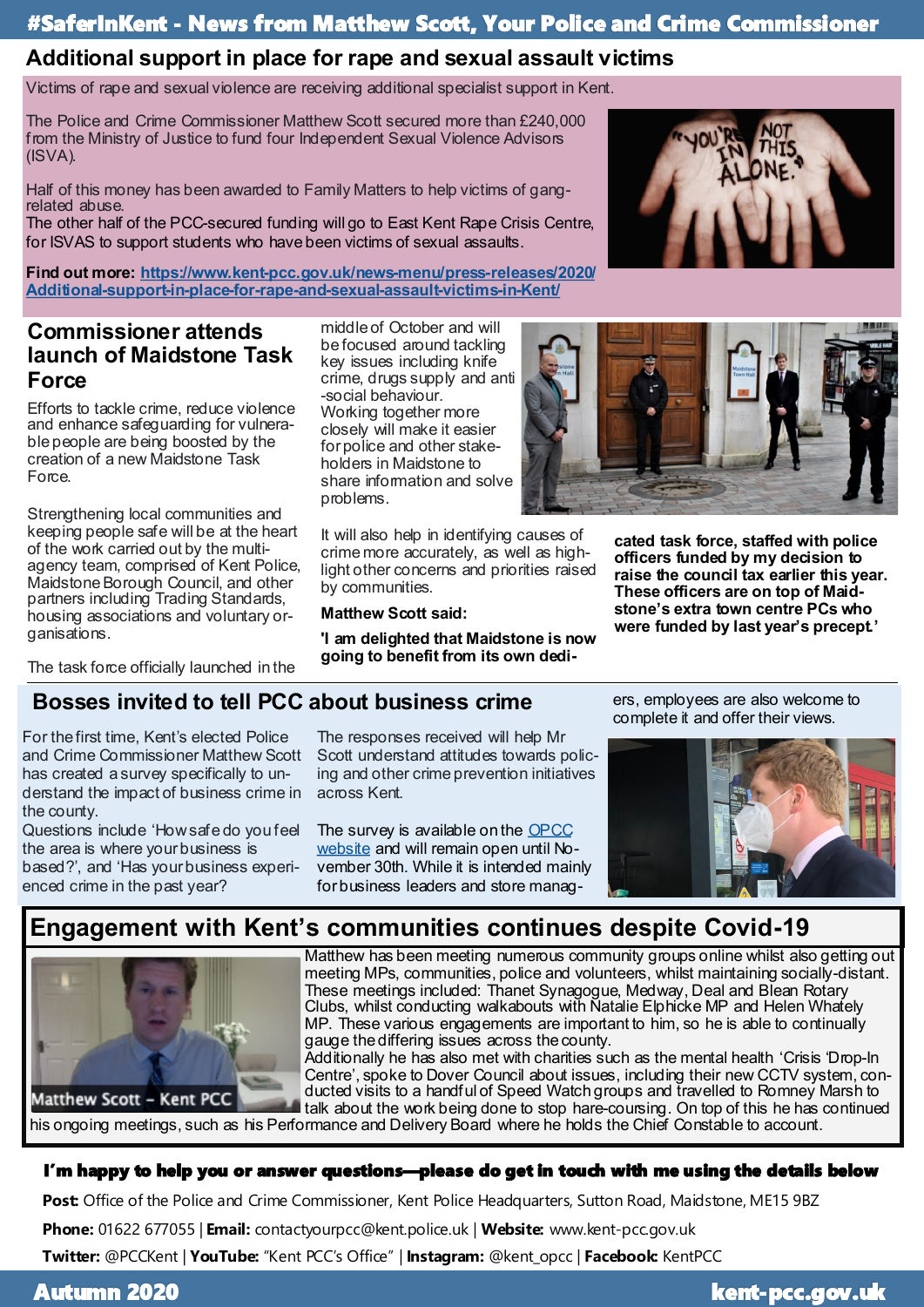# #SaferInKent - News from Matthew Scott, Your Police and Crime Commissioner

## Additional support in place for rape and sexual assault victims

Victims of rape and sexual violence are receiving additional specialist support in Kent.

The Police and Crime Commissioner Matthew Scott secured more than £240,000 from the Ministry of Justice to fund four Independent Sexual Violence Advisors (ISVA).

Half of this money has been awarded to Family Matters to help victims of gang-related abuse.

The other half of the PCC-secured funding will go to East Kent Rape Crisis Centre, for ISVAS to support students who have been victims of sexual assaults.

**Find out more:** https://www.kent-pcc.gov.uk/news-menu/press-releases/2020/Additional-support-in-place-for-rape-and-sexual-assault-victims-in-Kent/

## Commissioner attends launch of Maidstone Task Force

Efforts to tackle crime, reduce violence and enhance safeguarding for vulnerable people are being boosted by the creation of a new Maidstone Task Force.

Strengthening local communities and keeping people safe will be at the heart of the work carried out by the multi-agency team, comprised of Kent Police, Maidstone Borough Council, and other partners including Trading Standards, housing associations and voluntary organisations.

The task force officially launched in the middle of October and will be focused around tackling key issues including knife crime, drugs supply and anti-social behaviour. Working together more closely will make it easier for police and other stakeholders in Maidstone to share information and solve problems.

It will also help in identifying causes of crime more accurately, as well as highlight other concerns and priorities raised by communities.

**Matthew Scott said:**

**'I am delighted that Maidstone is now going to benefit from its own dedicated task force, staffed with police officers funded by my decision to raise the council tax earlier this year. These officers are on top of Maidstone's extra town centre PCs who were funded by last year's precept.'**

## Bosses invited to tell PCC about business crime

For the first time, Kent's elected Police and Crime Commissioner Matthew Scott has created a survey specifically to understand the impact of business crime in the county.

Questions include 'How safe do you feel the area is where your business is based?', and 'Has your business experienced crime in the past year?

The responses received will help Mr Scott understand attitudes towards policing and other crime prevention initiatives across Kent.

The survey is available on the OPCC website and will remain open until November 30th. While it is intended mainly for business leaders and store managers, employees are also welcome to complete it and offer their views.

## Engagement with Kent's communities continues despite Covid-19

Matthew Scott - Kent PCC

Matthew has been meeting numerous community groups online whilst also getting out meeting MPs, communities, police and volunteers, whilst maintaining socially-distant. These meetings included: Thanet Synagogue, Medway, Deal and Blean Rotary Clubs, whilst conducting walkabouts with Natalie Elphicke MP and Helen Whately MP. These various engagements are important to him, so he is able to continually gauge the differing issues across the county.

Additionally he has also met with charities such as the mental health 'Crisis Drop-In Centre', spoke to Dover Council about issues, including their new CCTV system, conducted visits to a handful of Speed Watch groups and travelled to Romney Marsh to talk about the work being done to stop hare-coursing. On top of this he has continued his ongoing meetings, such as his Performance and Delivery Board where he holds the Chief Constable to account.

**I'm happy to help you or answer questions—please do get in touch with me using the details below**

**Post:** Office of the Police and Crime Commissioner, Kent Police Headquarters, Sutton Road, Maidstone, ME15 9BZ

**Phone:** 01622 677055 | **Email:** contactyourpcc@kent.police.uk | **Website:** www.kent-pcc.gov.uk

**Twitter:** @PCCKent | **YouTube:** "Kent PCC's Office" | **Instagram:** @kent_opcc | **Facebook:** KentPCC

**Autumn 2020** — **kent-pcc.gov.uk**